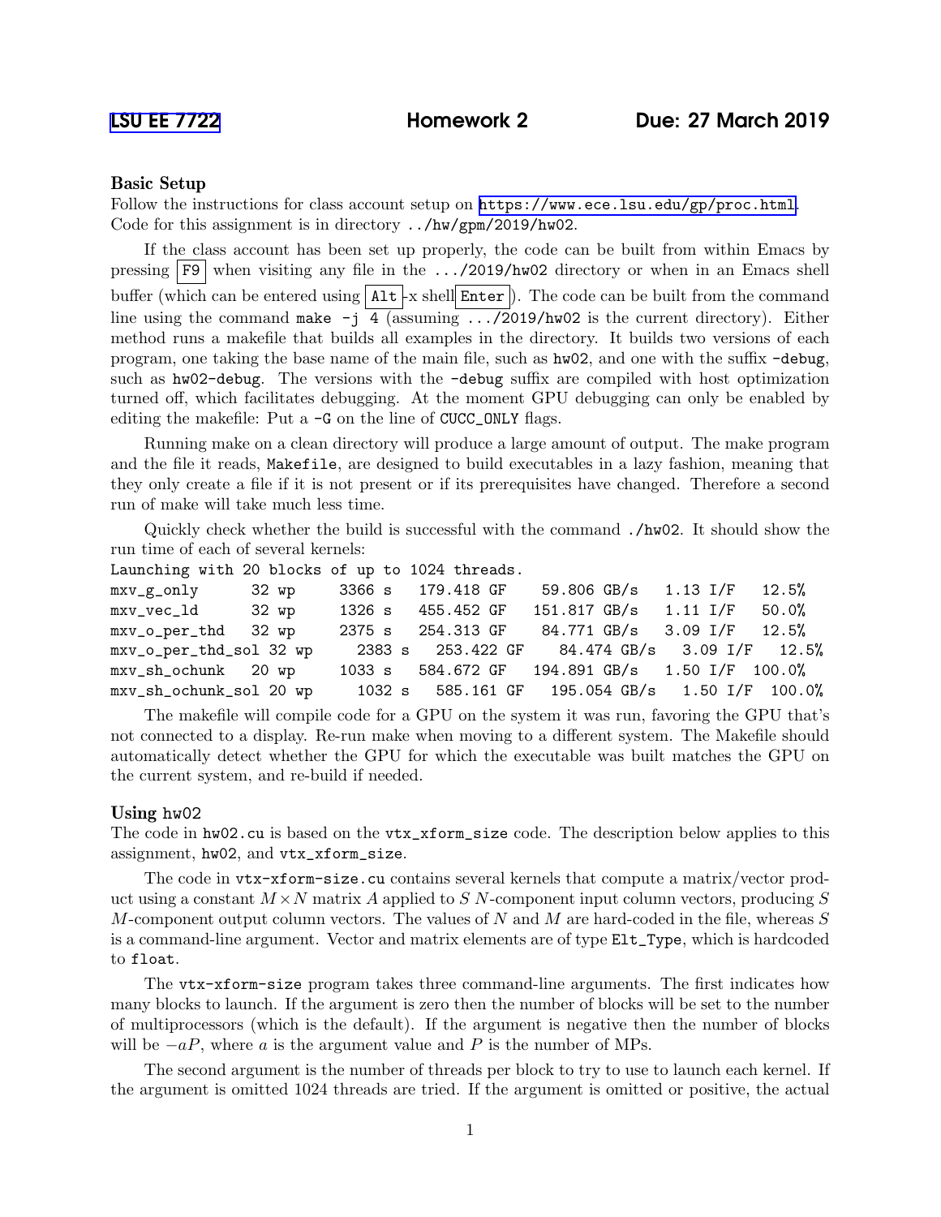LSU EE 7722 **Homework 2** **Due: 27 March 2019**

### Basic Setup

Follow the instructions for class account setup on https://www.ece.lsu.edu/gp/proc.html. Code for this assignment is in directory ../hw/gpm/2019/hw02.

If the class account has been set up properly, the code can be built from within Emacs by pressing F9 when visiting any file in the .../2019/hw02 directory or when in an Emacs shell buffer (which can be entered using Alt-x shell Enter). The code can be built from the command line using the command `make -j 4` (assuming .../2019/hw02 is the current directory). Either method runs a makefile that builds all examples in the directory. It builds two versions of each program, one taking the base name of the main file, such as `hw02`, and one with the suffix `-debug`, such as `hw02-debug`. The versions with the `-debug` suffix are compiled with host optimization turned off, which facilitates debugging. At the moment GPU debugging can only be enabled by editing the makefile: Put a `-G` on the line of `CUCC_ONLY` flags.

Running make on a clean directory will produce a large amount of output. The make program and the file it reads, `Makefile`, are designed to build executables in a lazy fashion, meaning that they only create a file if it is not present or if its prerequisites have changed. Therefore a second run of make will take much less time.

Quickly check whether the build is successful with the command `./hw02`. It should show the run time of each of several kernels:

```
Launching with 20 blocks of up to 1024 threads.
mxv_g_only      32 wp     3366 s   179.418 GF    59.806 GB/s   1.13 I/F   12.5%
mxv_vec_ld      32 wp     1326 s   455.452 GF   151.817 GB/s   1.11 I/F   50.0%
mxv_o_per_thd   32 wp     2375 s   254.313 GF    84.771 GB/s   3.09 I/F   12.5%
mxv_o_per_thd_sol 32 wp     2383 s   253.422 GF    84.474 GB/s   3.09 I/F   12.5%
mxv_sh_ochunk   20 wp     1033 s   584.672 GF   194.891 GB/s   1.50 I/F  100.0%
mxv_sh_ochunk_sol 20 wp     1032 s   585.161 GF   195.054 GB/s   1.50 I/F  100.0%
```

The makefile will compile code for a GPU on the system it was run, favoring the GPU that's not connected to a display. Re-run make when moving to a different system. The Makefile should automatically detect whether the GPU for which the executable was built matches the GPU on the current system, and re-build if needed.

### Using hw02

The code in `hw02.cu` is based on the `vtx_xform_size` code. The description below applies to this assignment, `hw02`, and `vtx_xform_size`.

The code in `vtx-xform-size.cu` contains several kernels that compute a matrix/vector product using a constant $M \times N$ matrix $A$ applied to $S$ $N$-component input column vectors, producing $S$ $M$-component output column vectors. The values of $N$ and $M$ are hard-coded in the file, whereas $S$ is a command-line argument. Vector and matrix elements are of type `Elt_Type`, which is hardcoded to `float`.

The `vtx-xform-size` program takes three command-line arguments. The first indicates how many blocks to launch. If the argument is zero then the number of blocks will be set to the number of multiprocessors (which is the default). If the argument is negative then the number of blocks will be $-aP$, where $a$ is the argument value and $P$ is the number of MPs.

The second argument is the number of threads per block to try to use to launch each kernel. If the argument is omitted 1024 threads are tried. If the argument is omitted or positive, the actual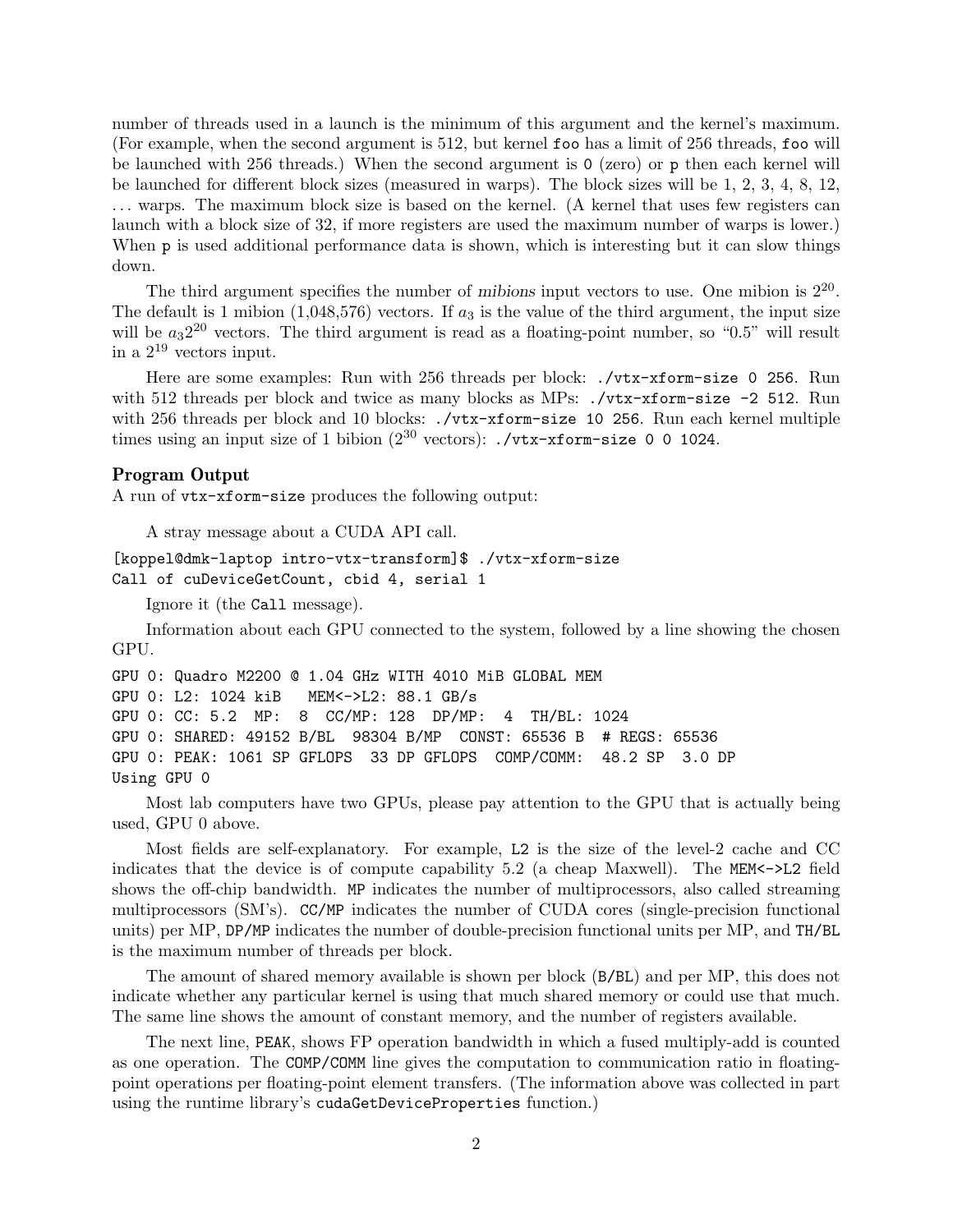number of threads used in a launch is the minimum of this argument and the kernel's maximum. (For example, when the second argument is 512, but kernel `foo` has a limit of 256 threads, `foo` will be launched with 256 threads.) When the second argument is `0` (zero) or `p` then each kernel will be launched for different block sizes (measured in warps). The block sizes will be 1, 2, 3, 4, 8, 12, ... warps. The maximum block size is based on the kernel. (A kernel that uses few registers can launch with a block size of 32, if more registers are used the maximum number of warps is lower.) When `p` is used additional performance data is shown, which is interesting but it can slow things down.

The third argument specifies the number of *mibions* input vectors to use. One mibion is $2^{20}$. The default is 1 mibion (1,048,576) vectors. If $a_3$ is the value of the third argument, the input size will be $a_3 2^{20}$ vectors. The third argument is read as a floating-point number, so "0.5" will result in a $2^{19}$ vectors input.

Here are some examples: Run with 256 threads per block: `./vtx-xform-size 0 256`. Run with 512 threads per block and twice as many blocks as MPs: `./vtx-xform-size -2 512`. Run with 256 threads per block and 10 blocks: `./vtx-xform-size 10 256`. Run each kernel multiple times using an input size of 1 bibion ($2^{30}$ vectors): `./vtx-xform-size 0 0 1024`.

**Program Output**

A run of `vtx-xform-size` produces the following output:

A stray message about a CUDA API call.

```
[koppel@dmk-laptop intro-vtx-transform]$ ./vtx-xform-size
Call of cuDeviceGetCount, cbid 4, serial 1
```

Ignore it (the `Call` message).

Information about each GPU connected to the system, followed by a line showing the chosen GPU.

```
GPU 0: Quadro M2200 @ 1.04 GHz WITH 4010 MiB GLOBAL MEM
GPU 0: L2: 1024 kiB   MEM<->L2: 88.1 GB/s
GPU 0: CC: 5.2  MP:  8  CC/MP: 128  DP/MP:  4  TH/BL: 1024
GPU 0: SHARED: 49152 B/BL  98304 B/MP  CONST: 65536 B  # REGS: 65536
GPU 0: PEAK: 1061 SP GFLOPS  33 DP GFLOPS  COMP/COMM:  48.2 SP  3.0 DP
Using GPU 0
```

Most lab computers have two GPUs, please pay attention to the GPU that is actually being used, GPU 0 above.

Most fields are self-explanatory. For example, `L2` is the size of the level-2 cache and CC indicates that the device is of compute capability 5.2 (a cheap Maxwell). The `MEM<->L2` field shows the off-chip bandwidth. `MP` indicates the number of multiprocessors, also called streaming multiprocessors (SM's). `CC/MP` indicates the number of CUDA cores (single-precision functional units) per MP, `DP/MP` indicates the number of double-precision functional units per MP, and `TH/BL` is the maximum number of threads per block.

The amount of shared memory available is shown per block (`B/BL`) and per MP, this does not indicate whether any particular kernel is using that much shared memory or could use that much. The same line shows the amount of constant memory, and the number of registers available.

The next line, `PEAK`, shows FP operation bandwidth in which a fused multiply-add is counted as one operation. The `COMP/COMM` line gives the computation to communication ratio in floating-point operations per floating-point element transfers. (The information above was collected in part using the runtime library's `cudaGetDeviceProperties` function.)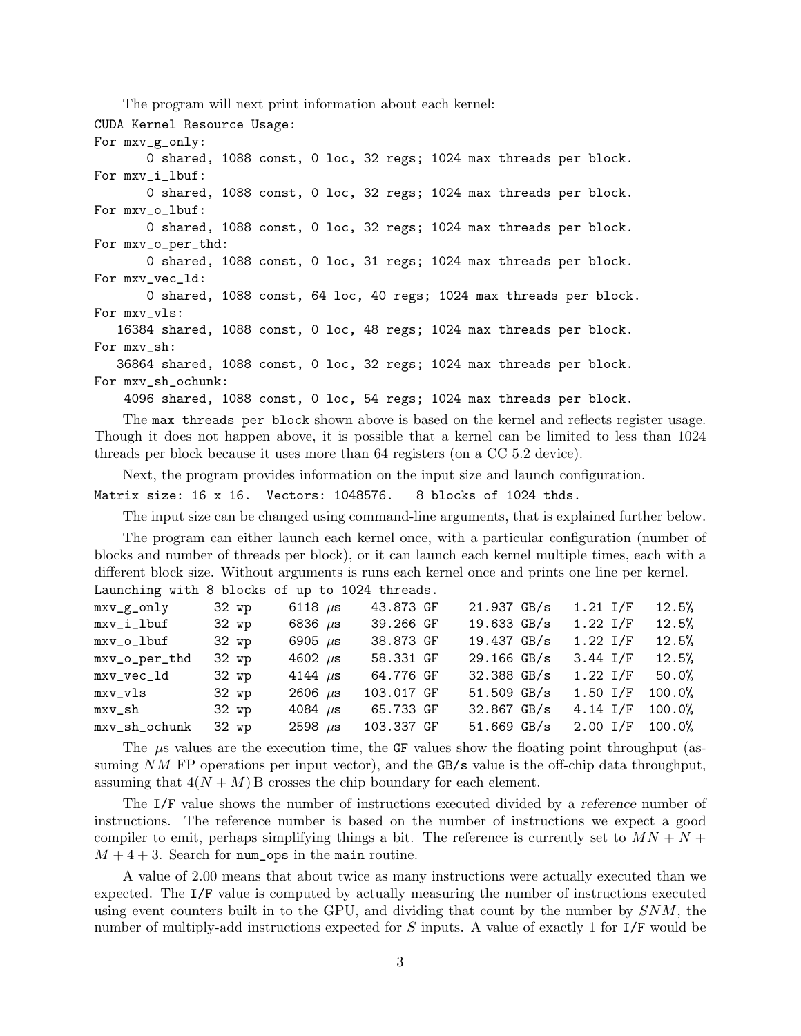The program will next print information about each kernel:

```
CUDA Kernel Resource Usage:
For mxv_g_only:
      0 shared, 1088 const, 0 loc, 32 regs; 1024 max threads per block.
For mxv_i_lbuf:
      0 shared, 1088 const, 0 loc, 32 regs; 1024 max threads per block.
For mxv_o_lbuf:
      0 shared, 1088 const, 0 loc, 32 regs; 1024 max threads per block.
For mxv_o_per_thd:
      0 shared, 1088 const, 0 loc, 31 regs; 1024 max threads per block.
For mxv_vec_ld:
      0 shared, 1088 const, 64 loc, 40 regs; 1024 max threads per block.
For mxv_vls:
  16384 shared, 1088 const, 0 loc, 48 regs; 1024 max threads per block.
For mxv_sh:
  36864 shared, 1088 const, 0 loc, 32 regs; 1024 max threads per block.
For mxv_sh_ochunk:
   4096 shared, 1088 const, 0 loc, 54 regs; 1024 max threads per block.
```

The `max threads per block` shown above is based on the kernel and reflects register usage. Though it does not happen above, it is possible that a kernel can be limited to less than 1024 threads per block because it uses more than 64 registers (on a CC 5.2 device).

Next, the program provides information on the input size and launch configuration.

```
Matrix size: 16 x 16.  Vectors: 1048576.   8 blocks of 1024 thds.
```

The input size can be changed using command-line arguments, that is explained further below.

The program can either launch each kernel once, with a particular configuration (number of blocks and number of threads per block), or it can launch each kernel multiple times, each with a different block size. Without arguments is runs each kernel once and prints one line per kernel.

```
Launching with 8 blocks of up to 1024 threads.
mxv_g_only      32 wp    6118 µs    43.873 GF    21.937 GB/s   1.21 I/F    12.5%
mxv_i_lbuf      32 wp    6836 µs    39.266 GF    19.633 GB/s   1.22 I/F    12.5%
mxv_o_lbuf      32 wp    6905 µs    38.873 GF    19.437 GB/s   1.22 I/F    12.5%
mxv_o_per_thd   32 wp    4602 µs    58.331 GF    29.166 GB/s   3.44 I/F    12.5%
mxv_vec_ld      32 wp    4144 µs    64.776 GF    32.388 GB/s   1.22 I/F    50.0%
mxv_vls         32 wp    2606 µs   103.017 GF    51.509 GB/s   1.50 I/F   100.0%
mxv_sh          32 wp    4084 µs    65.733 GF    32.867 GB/s   4.14 I/F   100.0%
mxv_sh_ochunk   32 wp    2598 µs   103.337 GF    51.669 GB/s   2.00 I/F   100.0%
```

The µs values are the execution time, the `GF` values show the floating point throughput (assuming $NM$ FP operations per input vector), and the `GB/s` value is the off-chip data throughput, assuming that $4(N+M)$ B crosses the chip boundary for each element.

The `I/F` value shows the number of instructions executed divided by a *reference* number of instructions. The reference number is based on the number of instructions we expect a good compiler to emit, perhaps simplifying things a bit. The reference is currently set to $MN + N + M + 4 + 3$. Search for `num_ops` in the `main` routine.

A value of 2.00 means that about twice as many instructions were actually executed than we expected. The `I/F` value is computed by actually measuring the number of instructions executed using event counters built in to the GPU, and dividing that count by the number by $SNM$, the number of multiply-add instructions expected for $S$ inputs. A value of exactly 1 for `I/F` would be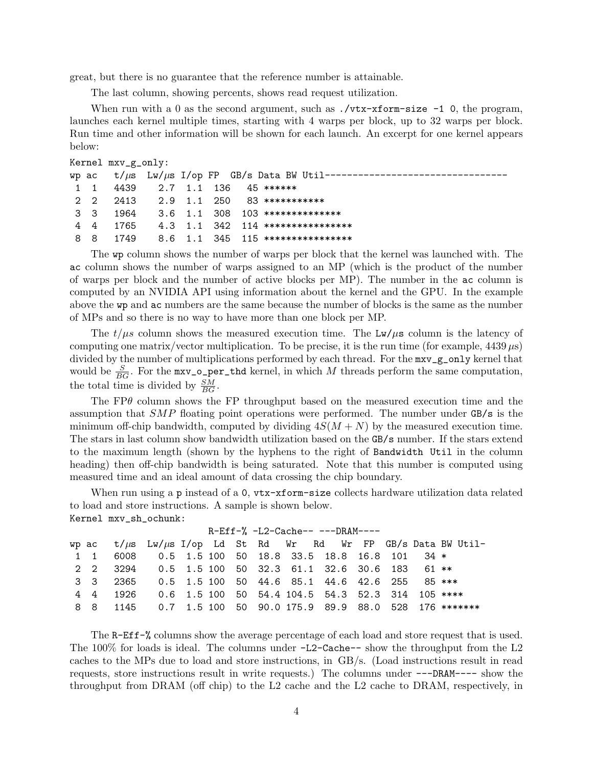great, but there is no guarantee that the reference number is attainable.

The last column, showing percents, shows read request utilization.

When run with a 0 as the second argument, such as `./vtx-xform-size -1 0`, the program, launches each kernel multiple times, starting with 4 warps per block, up to 32 warps per block. Run time and other information will be shown for each launch. An excerpt for one kernel appears below:

```
Kernel mxv_g_only:
wp ac   t/µs  Lw/µs I/op FP  GB/s Data BW Util---------------------------------
 1 1   4439    2.7  1.1  136   45 ******
 2 2   2413    2.9  1.1  250   83 ***********
 3 3   1964    3.6  1.1  308  103 **************
 4 4   1765    4.3  1.1  342  114 ****************
 8 8   1749    8.6  1.1  345  115 ****************
```

The `wp` column shows the number of warps per block that the kernel was launched with. The `ac` column shows the number of warps assigned to an MP (which is the product of the number of warps per block and the number of active blocks per MP). The number in the `ac` column is computed by an NVIDIA API using information about the kernel and the GPU. In the example above the `wp` and `ac` numbers are the same because the number of blocks is the same as the number of MPs and so there is no way to have more than one block per MP.

The $t/\mu s$ column shows the measured execution time. The `Lw/`$\mu$`s` column is the latency of computing one matrix/vector multiplication. To be precise, it is the run time (for example, $4439\,\mu$s) divided by the number of multiplications performed by each thread. For the `mxv_g_only` kernel that would be $\frac{S}{BG}$. For the `mxv_o_per_thd` kernel, in which $M$ threads perform the same computation, the total time is divided by $\frac{SM}{BG}$.

The FP$\theta$ column shows the FP throughput based on the measured execution time and the assumption that $SMP$ floating point operations were performed. The number under `GB/s` is the minimum off-chip bandwidth, computed by dividing $4S(M+N)$ by the measured execution time. The stars in last column show bandwidth utilization based on the `GB/s` number. If the stars extend to the maximum length (shown by the hyphens to the right of `Bandwidth Util` in the column heading) then off-chip bandwidth is being saturated. Note that this number is computed using measured time and an ideal amount of data crossing the chip boundary.

When run using a `p` instead of a `0`, `vtx-xform-size` collects hardware utilization data related to load and store instructions. A sample is shown below.

```
Kernel mxv_sh_ochunk:
                             R-Eff-% -L2-Cache-- ---DRAM----
wp ac   t/µs  Lw/µs I/op  Ld  St  Rd   Wr    Rd   Wr  FP  GB/s Data BW Util-
 1 1   6008    0.5  1.5 100  50  18.8  33.5  18.8  16.8 101   34 *
 2 2   3294    0.5  1.5 100  50  32.3  61.1  32.6  30.6 183   61 **
 3 3   2365    0.5  1.5 100  50  44.6  85.1  44.6  42.6 255   85 ***
 4 4   1926    0.6  1.5 100  50  54.4 104.5  54.3  52.3 314  105 ****
 8 8   1145    0.7  1.5 100  50  90.0 175.9  89.9  88.0 528  176 *******
```

The `R-Eff-%` columns show the average percentage of each load and store request that is used. The 100% for loads is ideal. The columns under `-L2-Cache--` show the throughput from the L2 caches to the MPs due to load and store instructions, in GB/s. (Load instructions result in read requests, store instructions result in write requests.) The columns under `---DRAM----` show the throughput from DRAM (off chip) to the L2 cache and the L2 cache to DRAM, respectively, in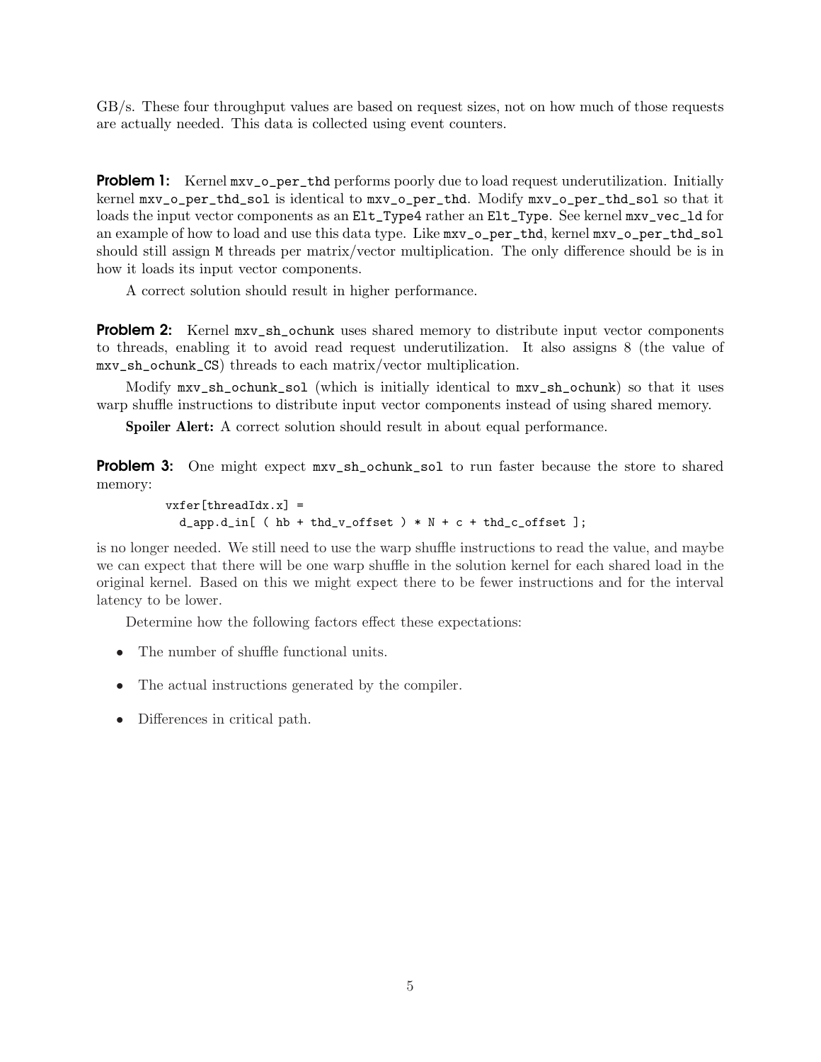GB/s. These four throughput values are based on request sizes, not on how much of those requests are actually needed. This data is collected using event counters.

**Problem 1:** Kernel `mxv_o_per_thd` performs poorly due to load request underutilization. Initially kernel `mxv_o_per_thd_sol` is identical to `mxv_o_per_thd`. Modify `mxv_o_per_thd_sol` so that it loads the input vector components as an `Elt_Type4` rather an `Elt_Type`. See kernel `mxv_vec_ld` for an example of how to load and use this data type. Like `mxv_o_per_thd`, kernel `mxv_o_per_thd_sol` should still assign `M` threads per matrix/vector multiplication. The only difference should be is in how it loads its input vector components.

A correct solution should result in higher performance.

**Problem 2:** Kernel `mxv_sh_ochunk` uses shared memory to distribute input vector components to threads, enabling it to avoid read request underutilization. It also assigns 8 (the value of `mxv_sh_ochunk_CS`) threads to each matrix/vector multiplication.

Modify `mxv_sh_ochunk_sol` (which is initially identical to `mxv_sh_ochunk`) so that it uses warp shuffle instructions to distribute input vector components instead of using shared memory.

**Spoiler Alert:** A correct solution should result in about equal performance.

**Problem 3:** One might expect `mxv_sh_ochunk_sol` to run faster because the store to shared memory:

```
vxfer[threadIdx.x] =
  d_app.d_in[ ( hb + thd_v_offset ) * N + c + thd_c_offset ];
```

is no longer needed. We still need to use the warp shuffle instructions to read the value, and maybe we can expect that there will be one warp shuffle in the solution kernel for each shared load in the original kernel. Based on this we might expect there to be fewer instructions and for the interval latency to be lower.

Determine how the following factors effect these expectations:

- The number of shuffle functional units.
- The actual instructions generated by the compiler.
- Differences in critical path.